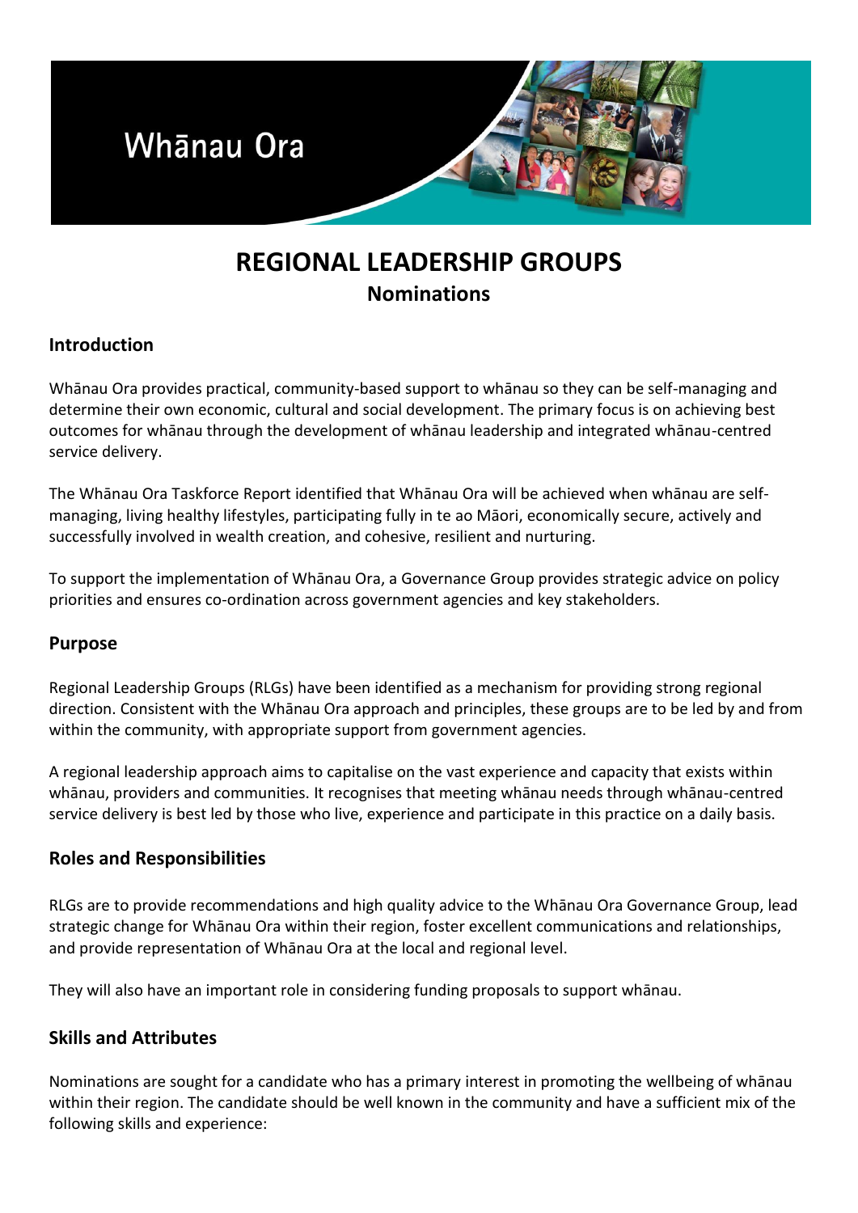Whānau Ora

# REGIONAL LEADERSHIP GROUPS

## Nominations

### Introduction

Whānau Ora provides practical, community-based support to whānau so they can be self-managing and determine their own economic, cultural and social development. The primary focus is on achieving best outcomes for whānau through the development of whānau leadership and integrated whānau-centred service delivery.

The Whānau Ora Taskforce Report identified that Whānau Ora will be achieved when whānau are self-managing, living healthy lifestyles, participating fully in te ao Māori, economically secure, actively and successfully involved in wealth creation, and cohesive, resilient and nurturing.

To support the implementation of Whānau Ora, a Governance Group provides strategic advice on policy priorities and ensures co-ordination across government agencies and key stakeholders.

### Purpose

Regional Leadership Groups (RLGs) have been identified as a mechanism for providing strong regional direction. Consistent with the Whānau Ora approach and principles, these groups are to be led by and from within the community, with appropriate support from government agencies.

A regional leadership approach aims to capitalise on the vast experience and capacity that exists within whānau, providers and communities. It recognises that meeting whānau needs through whānau-centred service delivery is best led by those who live, experience and participate in this practice on a daily basis.

### Roles and Responsibilities

RLGs are to provide recommendations and high quality advice to the Whānau Ora Governance Group, lead strategic change for Whānau Ora within their region, foster excellent communications and relationships, and provide representation of Whānau Ora at the local and regional level.

They will also have an important role in considering funding proposals to support whānau.

### Skills and Attributes

Nominations are sought for a candidate who has a primary interest in promoting the wellbeing of whānau within their region. The candidate should be well known in the community and have a sufficient mix of the following skills and experience: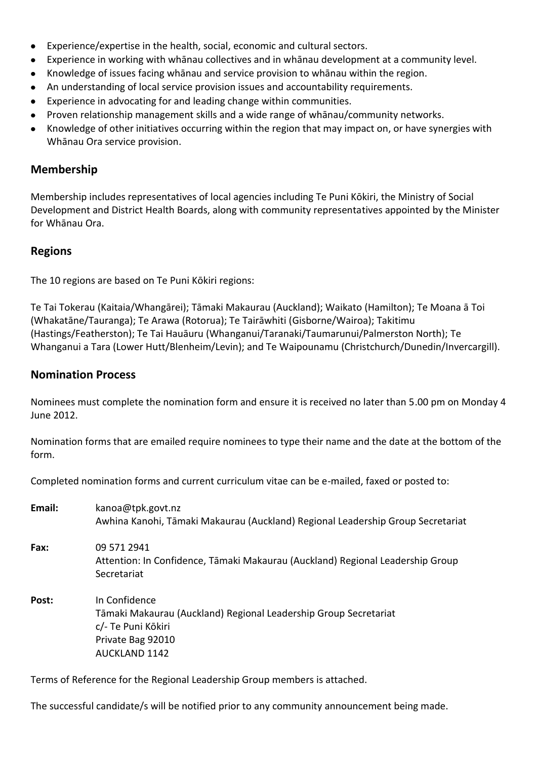- Experience/expertise in the health, social, economic and cultural sectors.
- Experience in working with whānau collectives and in whānau development at a community level.
- Knowledge of issues facing whānau and service provision to whānau within the region.
- An understanding of local service provision issues and accountability requirements.
- Experience in advocating for and leading change within communities.
- Proven relationship management skills and a wide range of whānau/community networks.
- Knowledge of other initiatives occurring within the region that may impact on, or have synergies with Whānau Ora service provision.

## Membership

Membership includes representatives of local agencies including Te Puni Kōkiri, the Ministry of Social Development and District Health Boards, along with community representatives appointed by the Minister for Whānau Ora.

## Regions

The 10 regions are based on Te Puni Kōkiri regions:

Te Tai Tokerau (Kaitaia/Whangārei); Tāmaki Makaurau (Auckland); Waikato (Hamilton); Te Moana ā Toi (Whakatāne/Tauranga); Te Arawa (Rotorua); Te Tairāwhiti (Gisborne/Wairoa); Takitimu (Hastings/Featherston); Te Tai Hauāuru (Whanganui/Taranaki/Taumarunui/Palmerston North); Te Whanganui a Tara (Lower Hutt/Blenheim/Levin); and Te Waipounamu (Christchurch/Dunedin/Invercargill).

## Nomination Process

Nominees must complete the nomination form and ensure it is received no later than 5.00 pm on Monday 4 June 2012.

Nomination forms that are emailed require nominees to type their name and the date at the bottom of the form.

Completed nomination forms and current curriculum vitae can be e-mailed, faxed or posted to:

**Email:** kanoa@tpk.govt.nz
Awhina Kanohi, Tāmaki Makaurau (Auckland) Regional Leadership Group Secretariat

**Fax:** 09 571 2941
Attention: In Confidence, Tāmaki Makaurau (Auckland) Regional Leadership Group Secretariat

**Post:** In Confidence
Tāmaki Makaurau (Auckland) Regional Leadership Group Secretariat
c/- Te Puni Kōkiri
Private Bag 92010
AUCKLAND 1142

Terms of Reference for the Regional Leadership Group members is attached.

The successful candidate/s will be notified prior to any community announcement being made.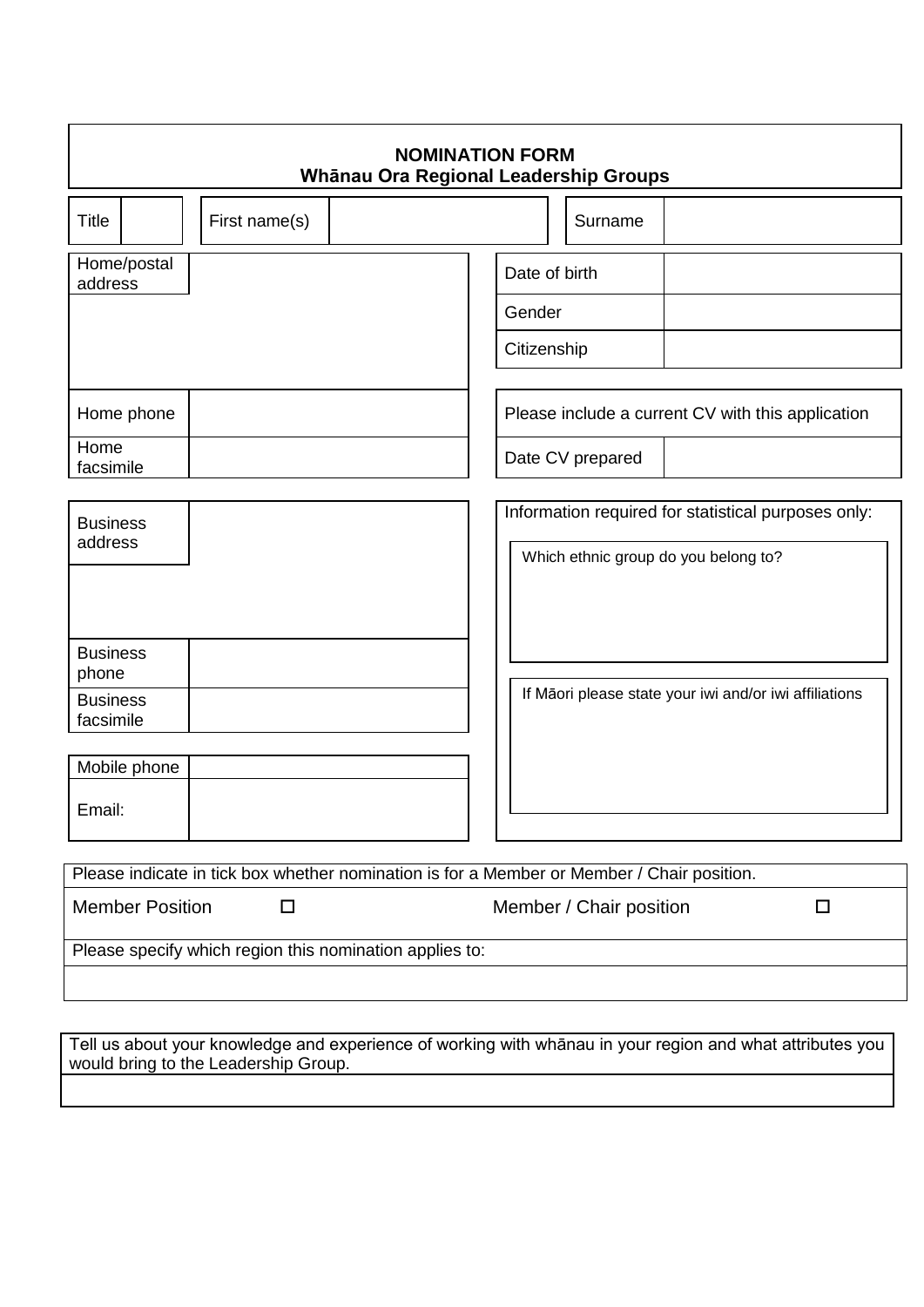**NOMINATION FORM**
**Whānau Ora Regional Leadership Groups**

| Title | | First name(s) | | Surname | |
|---|---|---|---|---|---|

| Home/postal address | |
|---|---|
| Home phone | |
| Home facsimile | |

| Date of birth | |
|---|---|
| Gender | |
| Citizenship | |

| Please include a current CV with this application | |
|---|---|
| Date CV prepared | |

| Business address | |
|---|---|
| Business phone | |
| Business facsimile | |

| Mobile phone | |
|---|---|
| Email: | |

Information required for statistical purposes only:

| Which ethnic group do you belong to? |
|---|
| |

| If Māori please state your iwi and/or iwi affiliations |
|---|
| |

| Please indicate in tick box whether nomination is for a Member or Member / Chair position. | | | |
|---|---|---|---|
| Member Position | ☐ | Member / Chair position | ☐ |

| Please specify which region this nomination applies to: |
|---|
| |

| Tell us about your knowledge and experience of working with whānau in your region and what attributes you would bring to the Leadership Group. |
|---|
| |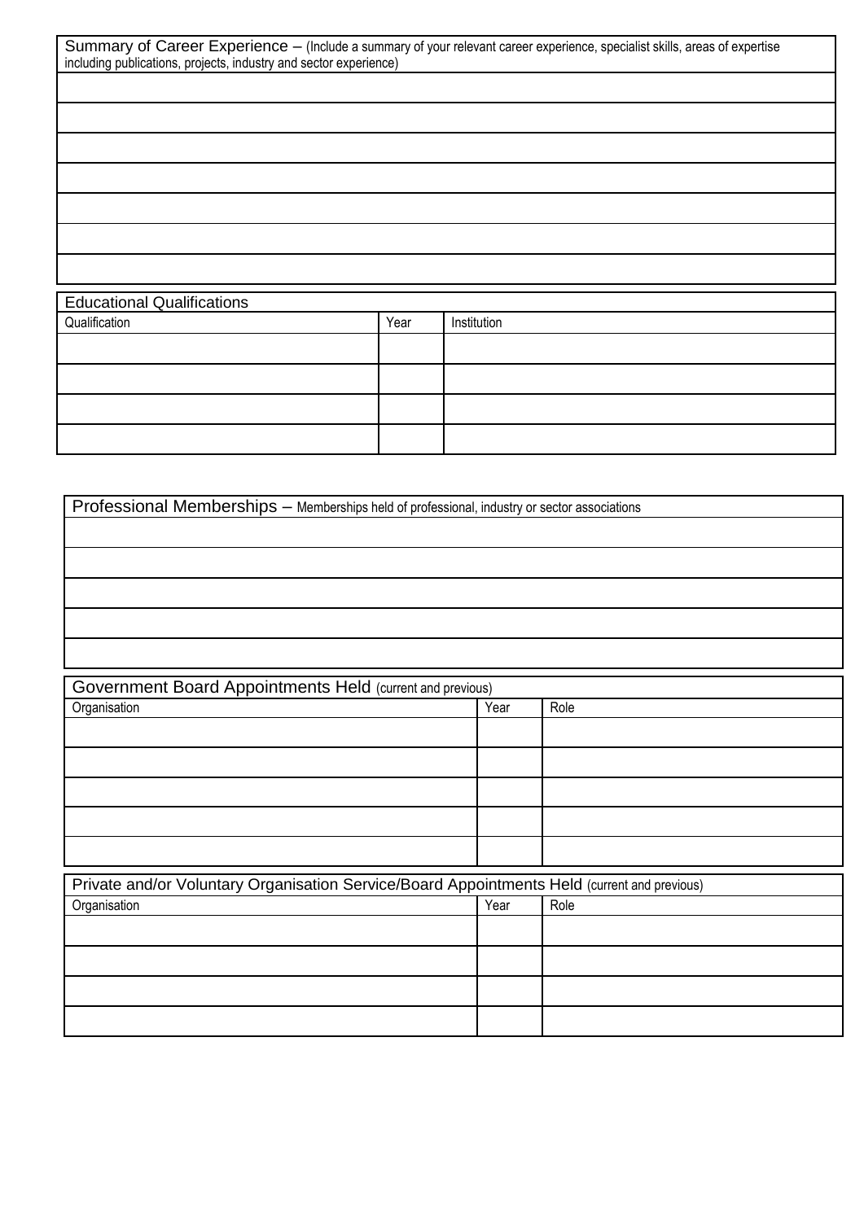| Summary of Career Experience – (Include a summary of your relevant career experience, specialist skills, areas of expertise including publications, projects, industry and sector experience) |
|---|
| |
| |
| |
| |
| |
| |
| |

| Educational Qualifications | | |
|---|---|---|
| Qualification | Year | Institution |
| | | |
| | | |
| | | |
| | | |

| Professional Memberships – Memberships held of professional, industry or sector associations |
|---|
| |
| |
| |
| |
| |

| Government Board Appointments Held (current and previous) | | |
|---|---|---|
| Organisation | Year | Role |
| | | |
| | | |
| | | |
| | | |
| | | |

| Private and/or Voluntary Organisation Service/Board Appointments Held (current and previous) | | |
|---|---|---|
| Organisation | Year | Role |
| | | |
| | | |
| | | |
| | | |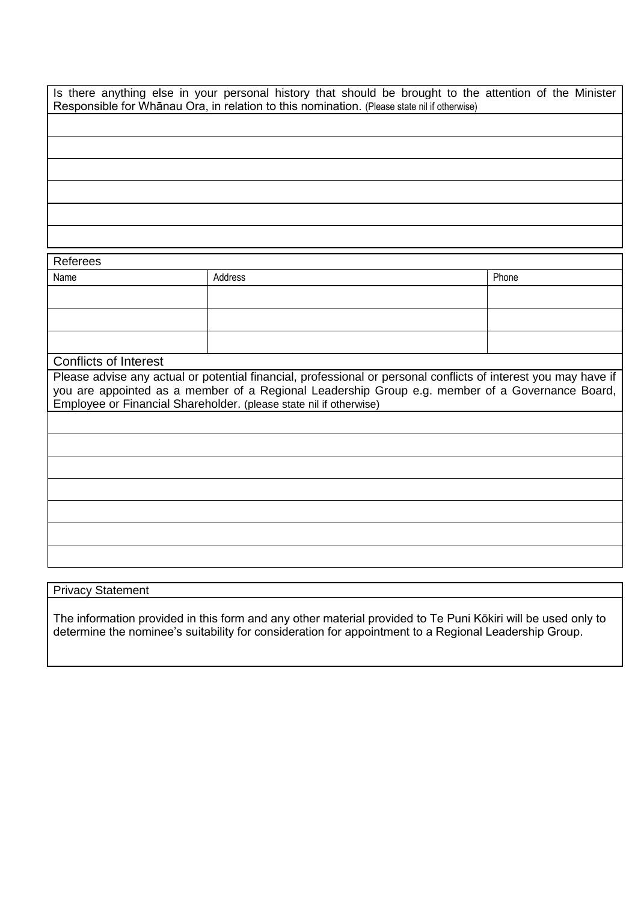Is there anything else in your personal history that should be brought to the attention of the Minister Responsible for Whānau Ora, in relation to this nomination. (Please state nil if otherwise)

|  |
|---|
|  |
|  |
|  |
|  |
|  |
|  |

**Referees**

| Name | Address | Phone |
|---|---|---|
|  |  |  |
|  |  |  |
|  |  |  |

**Conflicts of Interest**

Please advise any actual or potential financial, professional or personal conflicts of interest you may have if you are appointed as a member of a Regional Leadership Group e.g. member of a Governance Board, Employee or Financial Shareholder. (please state nil if otherwise)

|  |
|---|
|  |
|  |
|  |
|  |
|  |
|  |
|  |

**Privacy Statement**

The information provided in this form and any other material provided to Te Puni Kōkiri will be used only to determine the nominee's suitability for consideration for appointment to a Regional Leadership Group.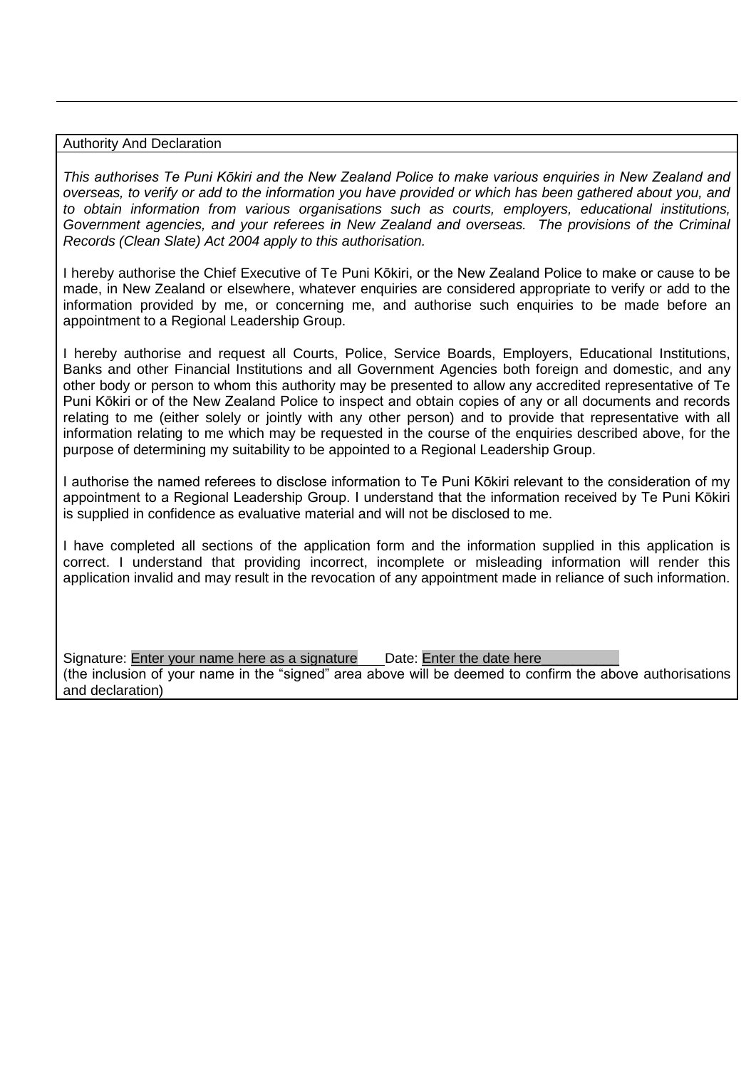## Authority And Declaration

*This authorises Te Puni Kōkiri and the New Zealand Police to make various enquiries in New Zealand and overseas, to verify or add to the information you have provided or which has been gathered about you, and to obtain information from various organisations such as courts, employers, educational institutions, Government agencies, and your referees in New Zealand and overseas. The provisions of the Criminal Records (Clean Slate) Act 2004 apply to this authorisation.*

I hereby authorise the Chief Executive of Te Puni Kōkiri, or the New Zealand Police to make or cause to be made, in New Zealand or elsewhere, whatever enquiries are considered appropriate to verify or add to the information provided by me, or concerning me, and authorise such enquiries to be made before an appointment to a Regional Leadership Group.

I hereby authorise and request all Courts, Police, Service Boards, Employers, Educational Institutions, Banks and other Financial Institutions and all Government Agencies both foreign and domestic, and any other body or person to whom this authority may be presented to allow any accredited representative of Te Puni Kōkiri or of the New Zealand Police to inspect and obtain copies of any or all documents and records relating to me (either solely or jointly with any other person) and to provide that representative with all information relating to me which may be requested in the course of the enquiries described above, for the purpose of determining my suitability to be appointed to a Regional Leadership Group.

I authorise the named referees to disclose information to Te Puni Kōkiri relevant to the consideration of my appointment to a Regional Leadership Group. I understand that the information received by Te Puni Kōkiri is supplied in confidence as evaluative material and will not be disclosed to me.

I have completed all sections of the application form and the information supplied in this application is correct. I understand that providing incorrect, incomplete or misleading information will render this application invalid and may result in the revocation of any appointment made in reliance of such information.

Signature: Enter your name here as a signature Date: Enter the date here

(the inclusion of your name in the "signed" area above will be deemed to confirm the above authorisations and declaration)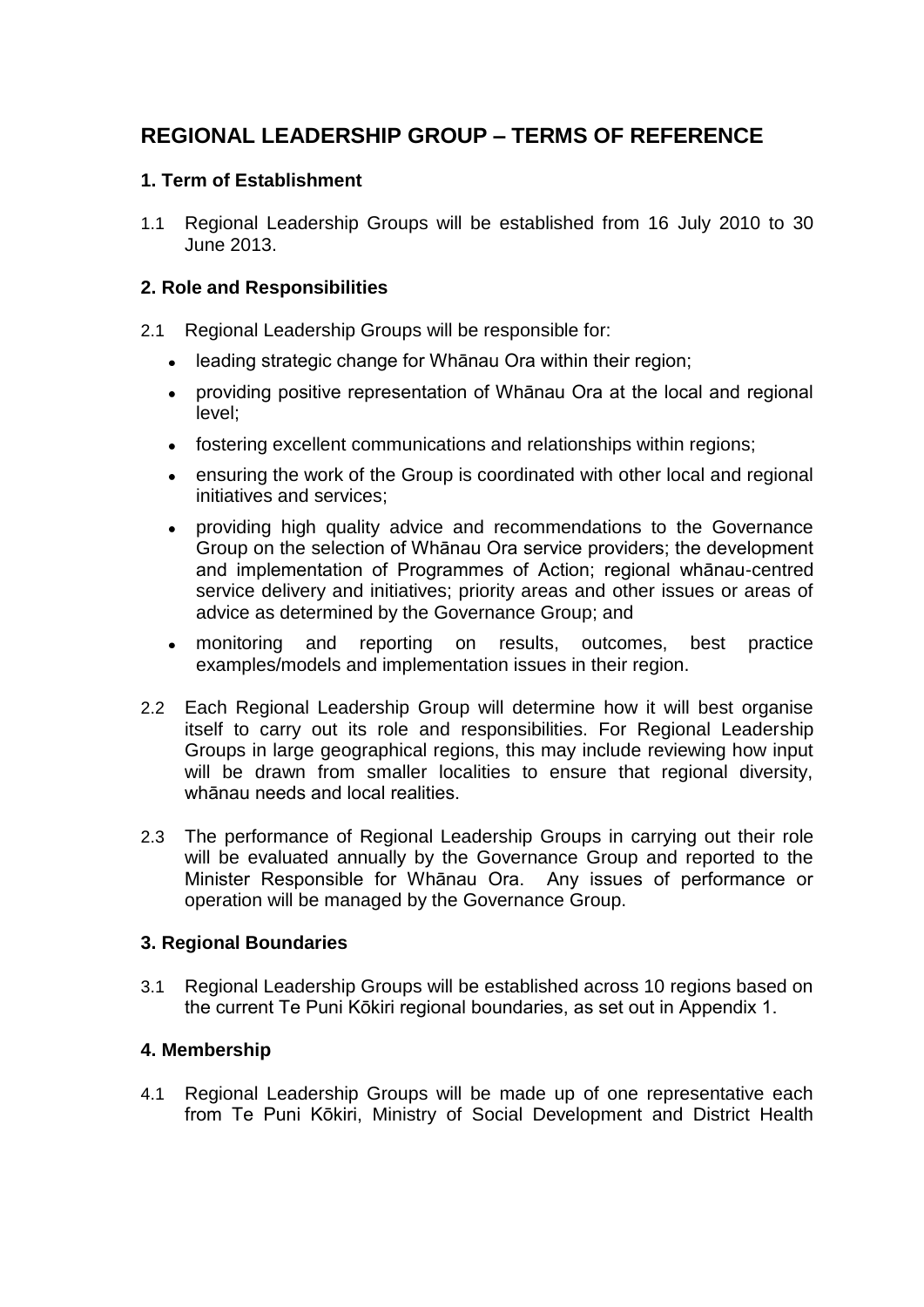# REGIONAL LEADERSHIP GROUP – TERMS OF REFERENCE

### 1. Term of Establishment

1.1 Regional Leadership Groups will be established from 16 July 2010 to 30 June 2013.

### 2. Role and Responsibilities

2.1 Regional Leadership Groups will be responsible for:

- leading strategic change for Whānau Ora within their region;
- providing positive representation of Whānau Ora at the local and regional level;
- fostering excellent communications and relationships within regions;
- ensuring the work of the Group is coordinated with other local and regional initiatives and services;
- providing high quality advice and recommendations to the Governance Group on the selection of Whānau Ora service providers; the development and implementation of Programmes of Action; regional whānau-centred service delivery and initiatives; priority areas and other issues or areas of advice as determined by the Governance Group; and
- monitoring and reporting on results, outcomes, best practice examples/models and implementation issues in their region.

2.2 Each Regional Leadership Group will determine how it will best organise itself to carry out its role and responsibilities. For Regional Leadership Groups in large geographical regions, this may include reviewing how input will be drawn from smaller localities to ensure that regional diversity, whānau needs and local realities.

2.3 The performance of Regional Leadership Groups in carrying out their role will be evaluated annually by the Governance Group and reported to the Minister Responsible for Whānau Ora. Any issues of performance or operation will be managed by the Governance Group.

### 3. Regional Boundaries

3.1 Regional Leadership Groups will be established across 10 regions based on the current Te Puni Kōkiri regional boundaries, as set out in Appendix 1.

### 4. Membership

4.1 Regional Leadership Groups will be made up of one representative each from Te Puni Kōkiri, Ministry of Social Development and District Health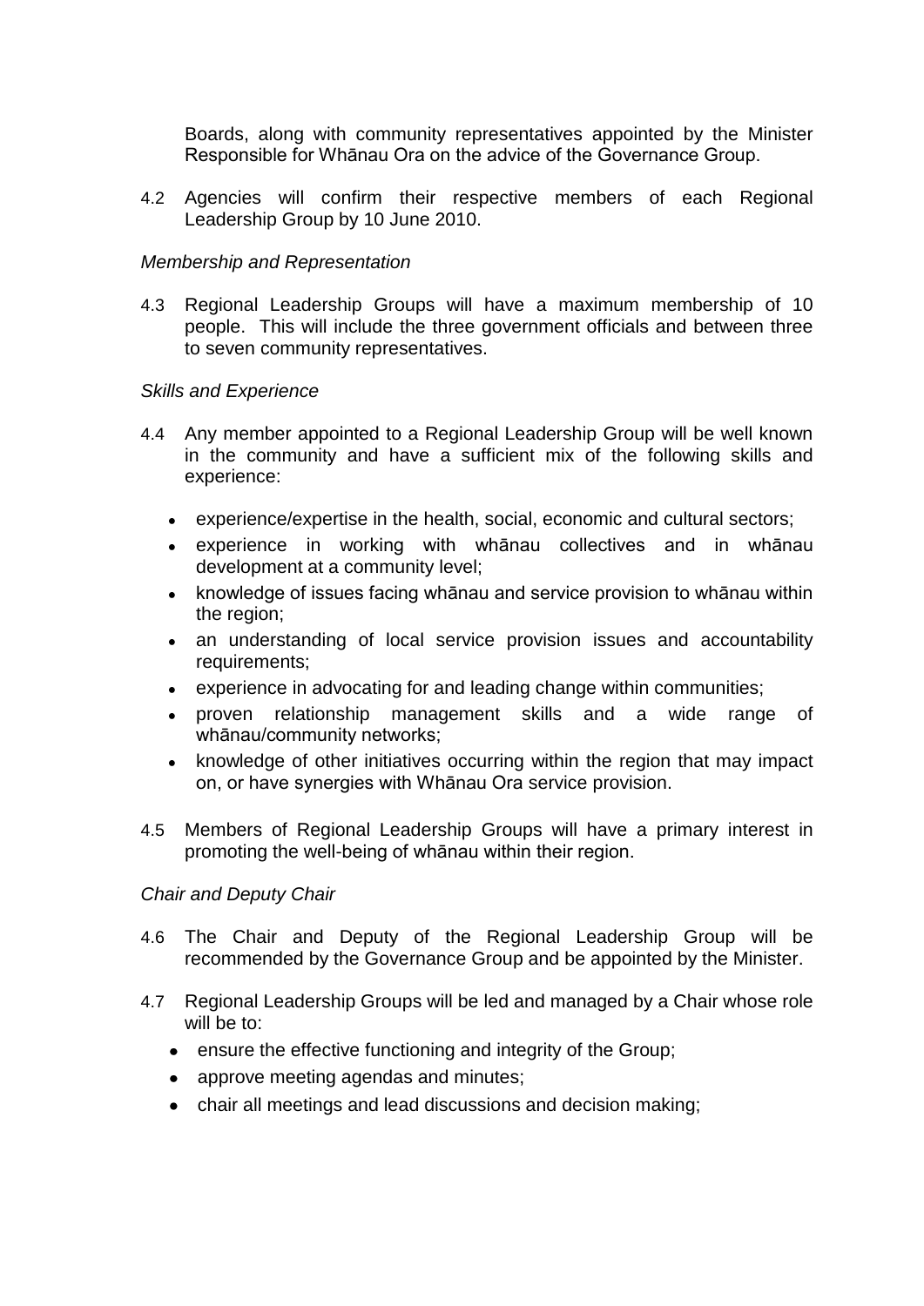Boards, along with community representatives appointed by the Minister Responsible for Whānau Ora on the advice of the Governance Group.

4.2 Agencies will confirm their respective members of each Regional Leadership Group by 10 June 2010.

*Membership and Representation*

4.3 Regional Leadership Groups will have a maximum membership of 10 people. This will include the three government officials and between three to seven community representatives.

*Skills and Experience*

4.4 Any member appointed to a Regional Leadership Group will be well known in the community and have a sufficient mix of the following skills and experience:

- experience/expertise in the health, social, economic and cultural sectors;
- experience in working with whānau collectives and in whānau development at a community level;
- knowledge of issues facing whānau and service provision to whānau within the region;
- an understanding of local service provision issues and accountability requirements;
- experience in advocating for and leading change within communities;
- proven relationship management skills and a wide range of whānau/community networks;
- knowledge of other initiatives occurring within the region that may impact on, or have synergies with Whānau Ora service provision.

4.5 Members of Regional Leadership Groups will have a primary interest in promoting the well-being of whānau within their region.

*Chair and Deputy Chair*

4.6 The Chair and Deputy of the Regional Leadership Group will be recommended by the Governance Group and be appointed by the Minister.

4.7 Regional Leadership Groups will be led and managed by a Chair whose role will be to:

- ensure the effective functioning and integrity of the Group;
- approve meeting agendas and minutes;
- chair all meetings and lead discussions and decision making;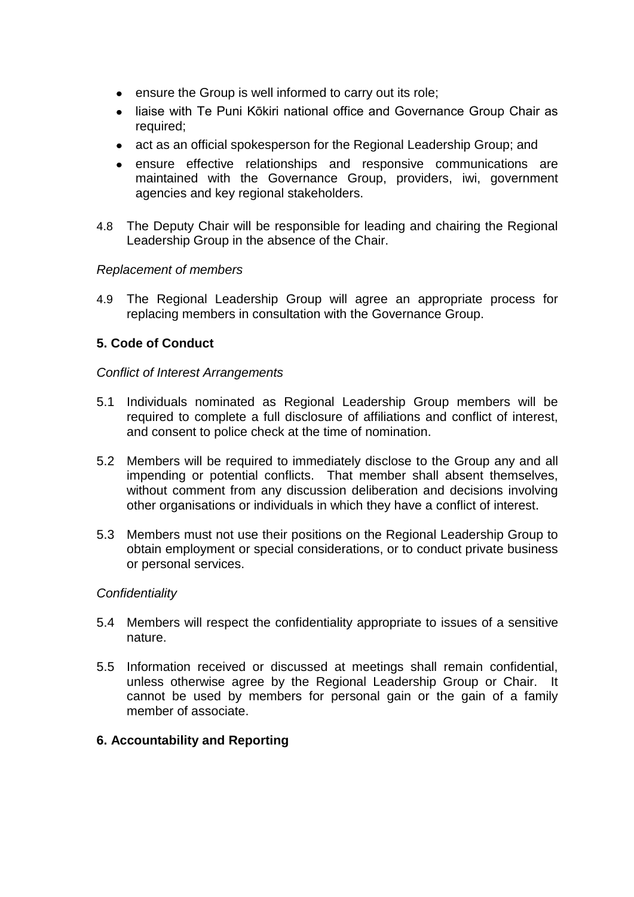- ensure the Group is well informed to carry out its role;
- liaise with Te Puni Kōkiri national office and Governance Group Chair as required;
- act as an official spokesperson for the Regional Leadership Group; and
- ensure effective relationships and responsive communications are maintained with the Governance Group, providers, iwi, government agencies and key regional stakeholders.

4.8 The Deputy Chair will be responsible for leading and chairing the Regional Leadership Group in the absence of the Chair.

*Replacement of members*

4.9 The Regional Leadership Group will agree an appropriate process for replacing members in consultation with the Governance Group.

**5. Code of Conduct**

*Conflict of Interest Arrangements*

5.1 Individuals nominated as Regional Leadership Group members will be required to complete a full disclosure of affiliations and conflict of interest, and consent to police check at the time of nomination.

5.2 Members will be required to immediately disclose to the Group any and all impending or potential conflicts. That member shall absent themselves, without comment from any discussion deliberation and decisions involving other organisations or individuals in which they have a conflict of interest.

5.3 Members must not use their positions on the Regional Leadership Group to obtain employment or special considerations, or to conduct private business or personal services.

*Confidentiality*

5.4 Members will respect the confidentiality appropriate to issues of a sensitive nature.

5.5 Information received or discussed at meetings shall remain confidential, unless otherwise agree by the Regional Leadership Group or Chair. It cannot be used by members for personal gain or the gain of a family member of associate.

**6. Accountability and Reporting**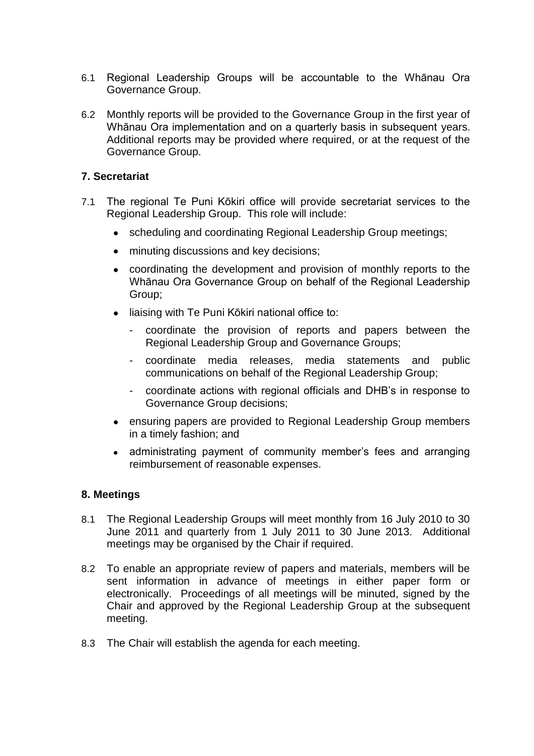6.1 Regional Leadership Groups will be accountable to the Whānau Ora Governance Group.

6.2 Monthly reports will be provided to the Governance Group in the first year of Whānau Ora implementation and on a quarterly basis in subsequent years. Additional reports may be provided where required, or at the request of the Governance Group.

**7. Secretariat**

7.1 The regional Te Puni Kōkiri office will provide secretariat services to the Regional Leadership Group. This role will include:

- scheduling and coordinating Regional Leadership Group meetings;
- minuting discussions and key decisions;
- coordinating the development and provision of monthly reports to the Whānau Ora Governance Group on behalf of the Regional Leadership Group;
- liaising with Te Puni Kōkiri national office to:
  - coordinate the provision of reports and papers between the Regional Leadership Group and Governance Groups;
  - coordinate media releases, media statements and public communications on behalf of the Regional Leadership Group;
  - coordinate actions with regional officials and DHB's in response to Governance Group decisions;
- ensuring papers are provided to Regional Leadership Group members in a timely fashion; and
- administrating payment of community member's fees and arranging reimbursement of reasonable expenses.

**8. Meetings**

8.1 The Regional Leadership Groups will meet monthly from 16 July 2010 to 30 June 2011 and quarterly from 1 July 2011 to 30 June 2013. Additional meetings may be organised by the Chair if required.

8.2 To enable an appropriate review of papers and materials, members will be sent information in advance of meetings in either paper form or electronically. Proceedings of all meetings will be minuted, signed by the Chair and approved by the Regional Leadership Group at the subsequent meeting.

8.3 The Chair will establish the agenda for each meeting.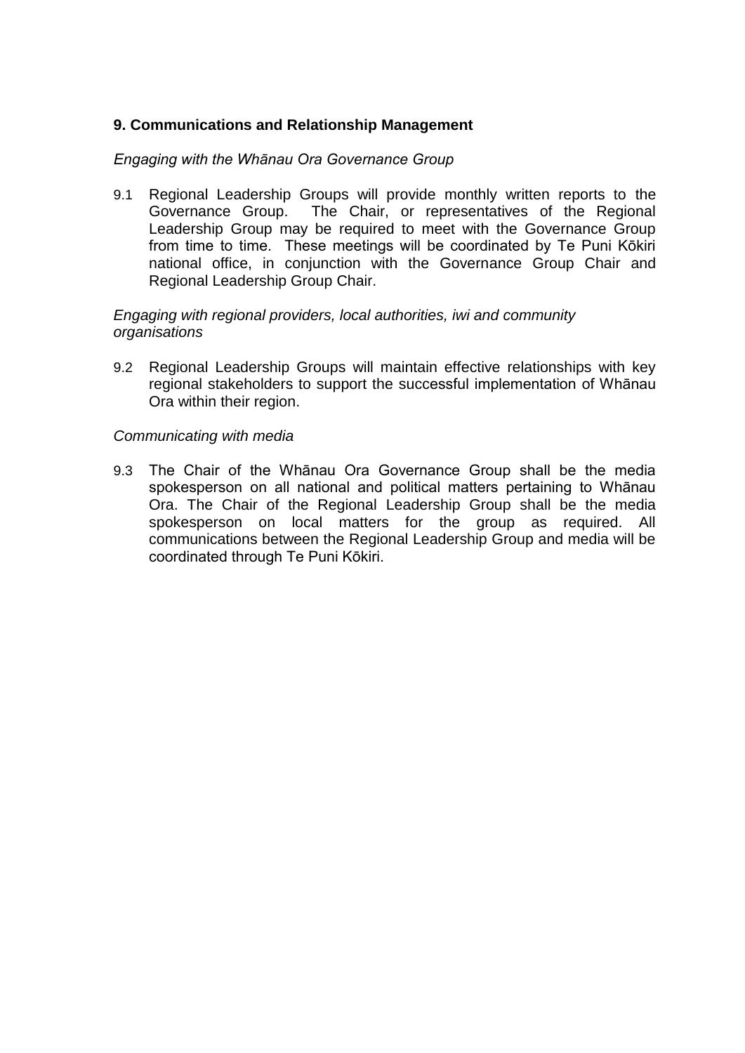## 9. Communications and Relationship Management

*Engaging with the Whānau Ora Governance Group*

9.1 Regional Leadership Groups will provide monthly written reports to the Governance Group. The Chair, or representatives of the Regional Leadership Group may be required to meet with the Governance Group from time to time. These meetings will be coordinated by Te Puni Kōkiri national office, in conjunction with the Governance Group Chair and Regional Leadership Group Chair.

*Engaging with regional providers, local authorities, iwi and community organisations*

9.2 Regional Leadership Groups will maintain effective relationships with key regional stakeholders to support the successful implementation of Whānau Ora within their region.

*Communicating with media*

9.3 The Chair of the Whānau Ora Governance Group shall be the media spokesperson on all national and political matters pertaining to Whānau Ora. The Chair of the Regional Leadership Group shall be the media spokesperson on local matters for the group as required. All communications between the Regional Leadership Group and media will be coordinated through Te Puni Kōkiri.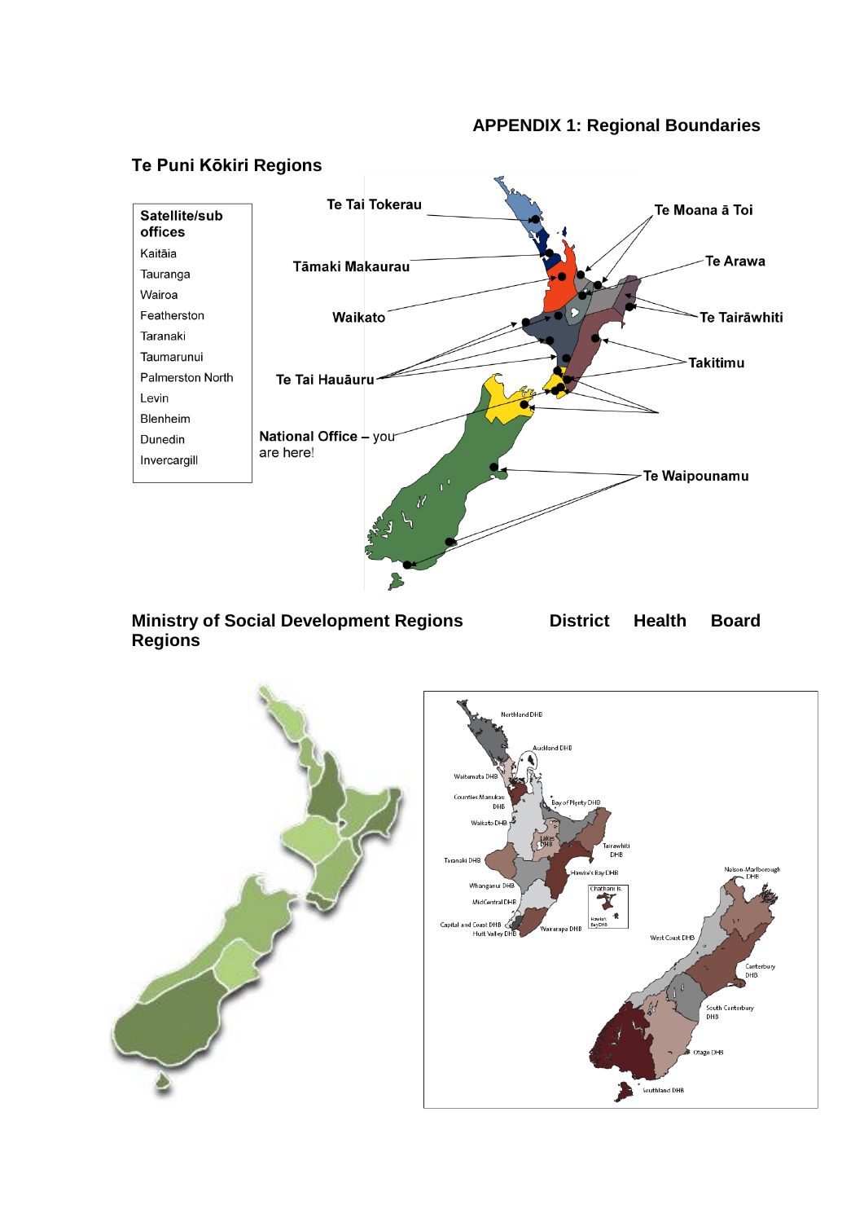# APPENDIX 1: Regional Boundaries

## Te Puni Kōkiri Regions

| Satellite/sub offices |
| --- |
| Kaitāia |
| Tauranga |
| Wairoa |
| Featherston |
| Taranaki |
| Taumarunui |
| Palmerston North |
| Levin |
| Blenheim |
| Dunedin |
| Invercargill |

Te Tai Tokerau

Tāmaki Makaurau

Waikato

Te Tai Hauāuru

National Office – you are here!

Te Moana ā Toi

Te Arawa

Te Tairāwhiti

Takitimu

Te Waipounamu

## Ministry of Social Development Regions

## District Health Board Regions

Northland DHB

Auckland DHB

Waitemata DHB

Counties Manukau DHB

Bay of Plenty DHB

Waikato DHB

Lakes DHB

Tairawhiti DHB

Taranaki DHB

Hawke's Bay DHB

Whanganui DHB

MidCentral DHB

Capital and Coast DHB

Hutt Valley DHB

Wairarapa DHB

Chatham Is.

Nelson-Marlborough DHB

West Coast DHB

Canterbury DHB

South Canterbury DHB

Otago DHB

Southland DHB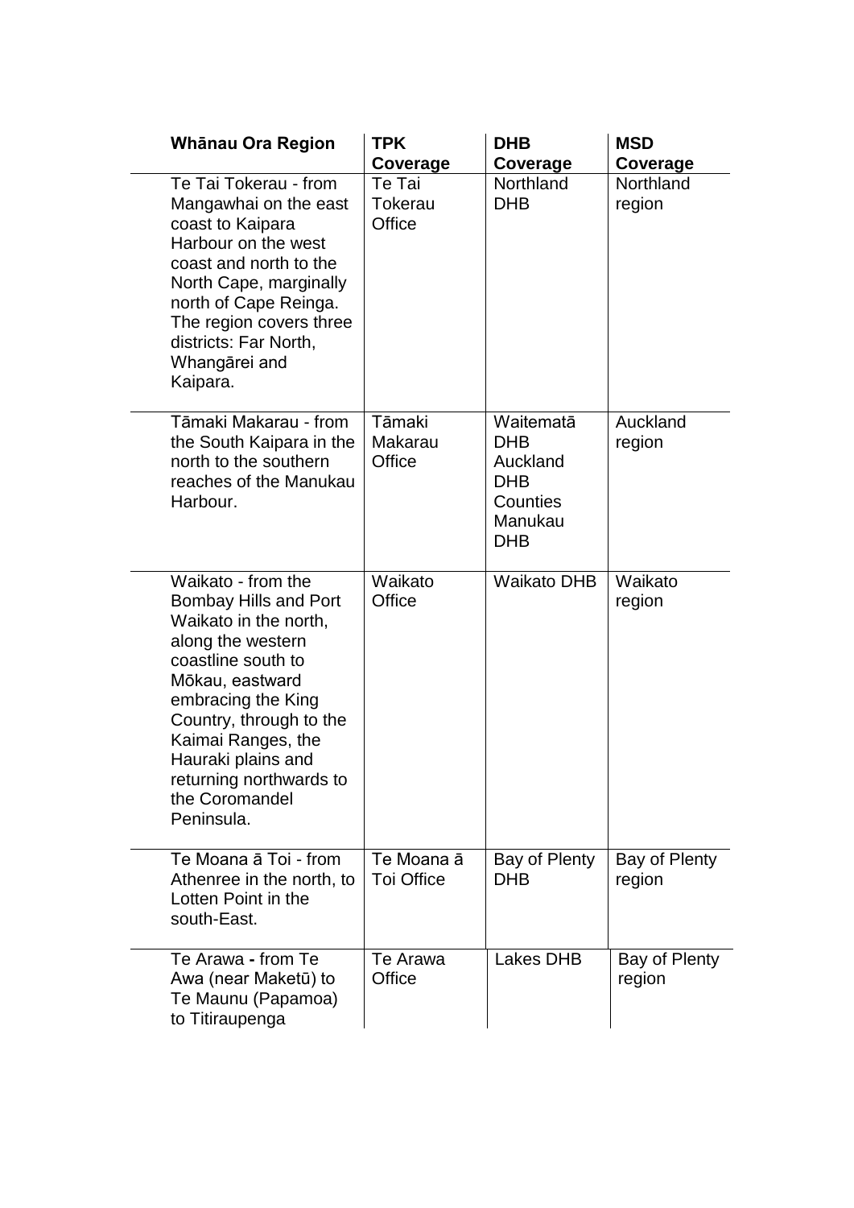| Whānau Ora Region | TPK Coverage | DHB Coverage | MSD Coverage |
|---|---|---|---|
| Te Tai Tokerau - from Mangawhai on the east coast to Kaipara Harbour on the west coast and north to the North Cape, marginally north of Cape Reinga. The region covers three districts: Far North, Whangārei and Kaipara. | Te Tai Tokerau Office | Northland DHB | Northland region |
| Tāmaki Makarau - from the South Kaipara in the north to the southern reaches of the Manukau Harbour. | Tāmaki Makarau Office | Waitematā DHB Auckland DHB Counties Manukau DHB | Auckland region |
| Waikato - from the Bombay Hills and Port Waikato in the north, along the western coastline south to Mōkau, eastward embracing the King Country, through to the Kaimai Ranges, the Hauraki plains and returning northwards to the Coromandel Peninsula. | Waikato Office | Waikato DHB | Waikato region |
| Te Moana ā Toi - from Athenree in the north, to Lotten Point in the south-East. | Te Moana ā Toi Office | Bay of Plenty DHB | Bay of Plenty region |
| Te Arawa **-** from Te Awa (near Maketū) to Te Maunu (Papamoa) to Titiraupenga | Te Arawa Office | Lakes DHB | Bay of Plenty region |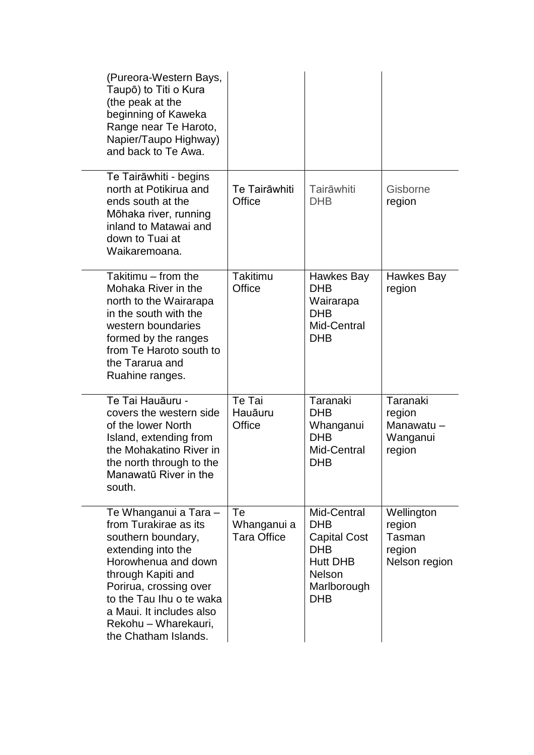| | | | |
|---|---|---|---|
| (Pureora-Western Bays, Taupō) to Titi o Kura (the peak at the beginning of Kaweka Range near Te Haroto, Napier/Taupo Highway) and back to Te Awa. | | | |
| Te Tairāwhiti - begins north at Potikirua and ends south at the Mōhaka river, running inland to Matawai and down to Tuai at Waikaremoana. | Te Tairāwhiti Office | Tairāwhiti DHB | Gisborne region |
| Takitimu – from the Mohaka River in the north to the Wairarapa in the south with the western boundaries formed by the ranges from Te Haroto south to the Tararua and Ruahine ranges. | Takitimu Office | Hawkes Bay DHB Wairarapa DHB Mid-Central DHB | Hawkes Bay region |
| Te Tai Hauāuru - covers the western side of the lower North Island, extending from the Mohakatino River in the north through to the Manawatū River in the south. | Te Tai Hauāuru Office | Taranaki DHB Whanganui DHB Mid-Central DHB | Taranaki region Manawatu – Wanganui region |
| Te Whanganui a Tara – from Turakirae as its southern boundary, extending into the Horowhenua and down through Kapiti and Porirua, crossing over to the Tau Ihu o te waka a Maui. It includes also Rekohu – Wharekauri, the Chatham Islands. | Te Whanganui a Tara Office | Mid-Central DHB Capital Cost DHB Hutt DHB Nelson Marlborough DHB | Wellington region Tasman region Nelson region |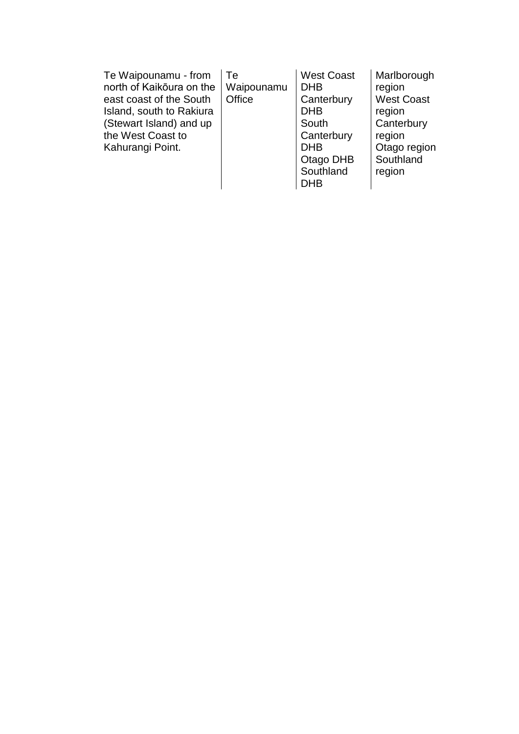| | | | |
|---|---|---|---|
| Te Waipounamu - from north of Kaikōura on the east coast of the South Island, south to Rakiura (Stewart Island) and up the West Coast to Kahurangi Point. | Te Waipounamu Office | West Coast DHB<br>Canterbury DHB<br>South Canterbury DHB<br>Otago DHB<br>Southland DHB | Marlborough region<br>West Coast region<br>Canterbury region<br>Otago region<br>Southland region |